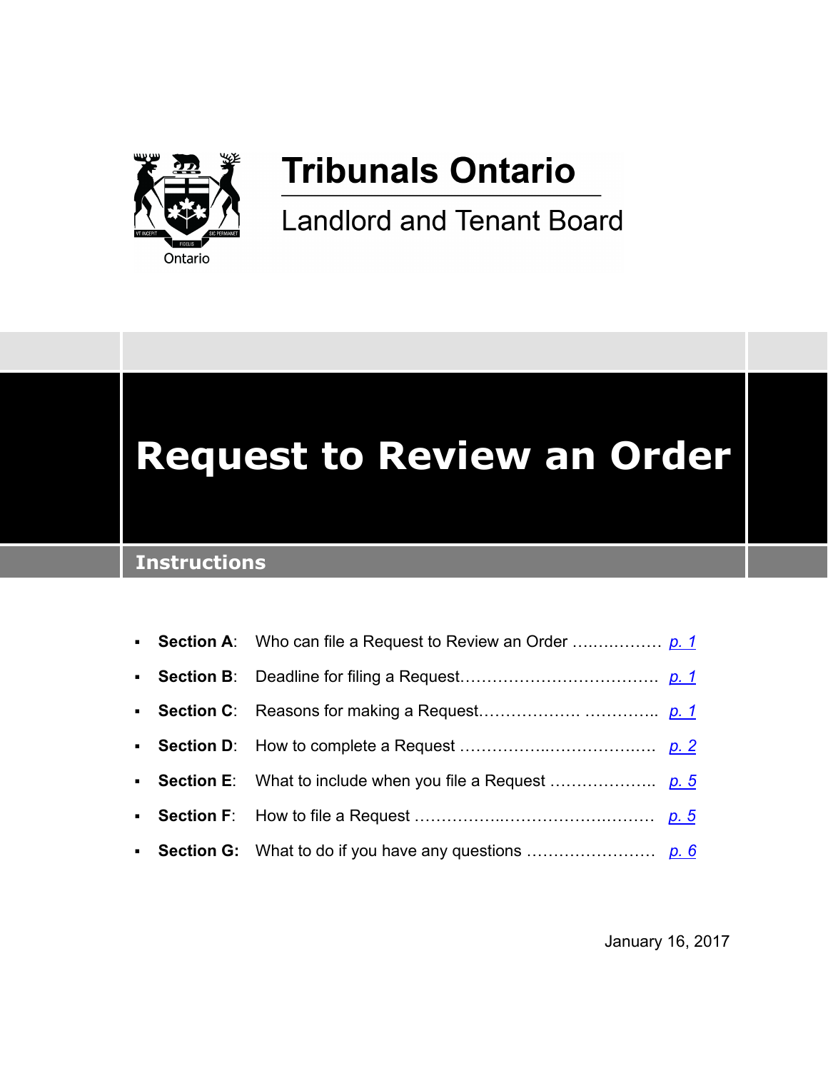# Tribunals Ontario

## Landlord and Tenant Board

# Request to Review an Order

## Instructions

- **Section A**: Who can file a Request to Review an Order ................ p. 1
- **Section B**: Deadline for filing a Request.................................... p. 1
- **Section C**: Reasons for making a Request.................. ............. p. 1
- **Section D**: How to complete a Request ...................................... p. 2
- **Section E**: What to include when you file a Request ................... p. 5
- **Section F**: How to file a Request ................................................ p. 5
- **Section G:** What to do if you have any questions ........................ p. 6

January 16, 2017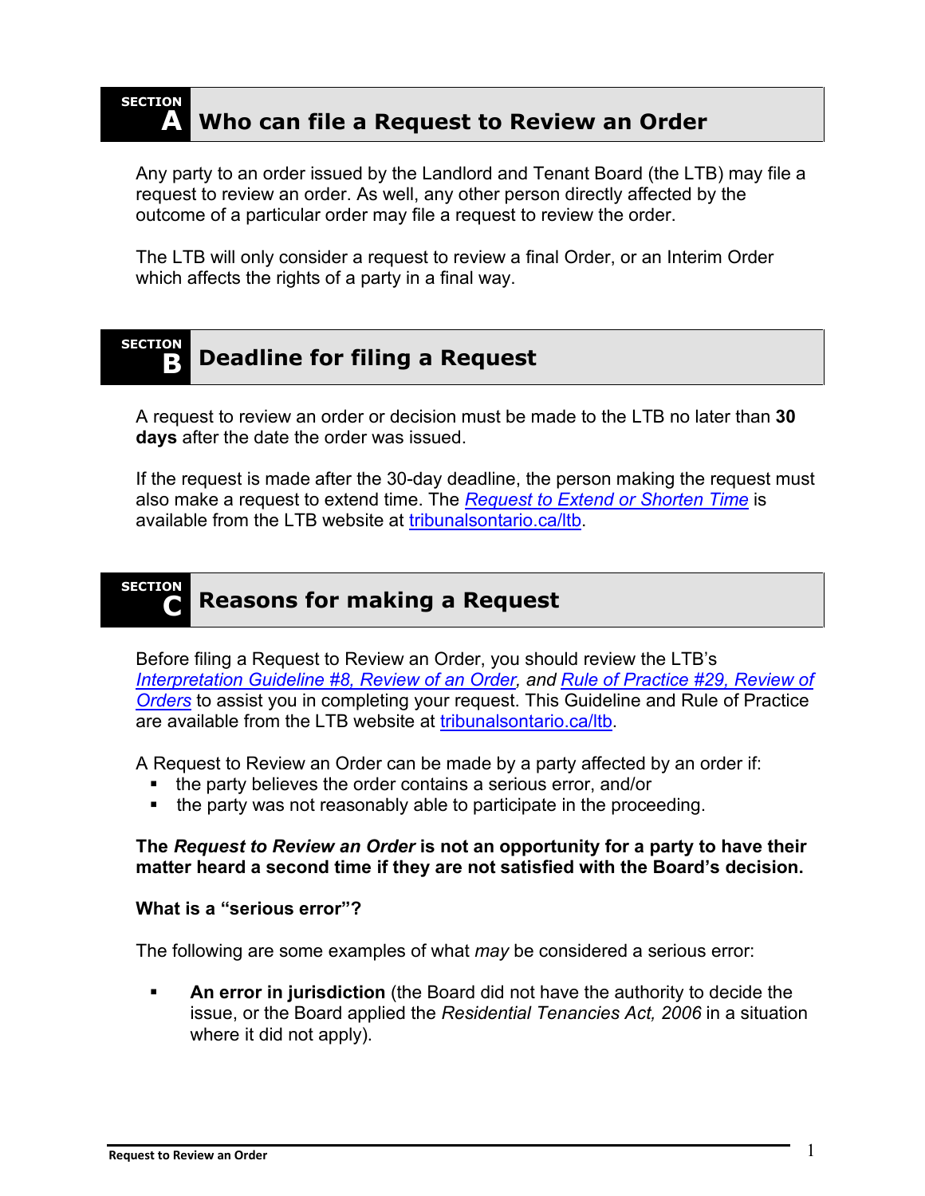## SECTION A Who can file a Request to Review an Order

Any party to an order issued by the Landlord and Tenant Board (the LTB) may file a request to review an order. As well, any other person directly affected by the outcome of a particular order may file a request to review the order.

The LTB will only consider a request to review a final Order, or an Interim Order which affects the rights of a party in a final way.

## SECTION B Deadline for filing a Request

A request to review an order or decision must be made to the LTB no later than **30 days** after the date the order was issued.

If the request is made after the 30-day deadline, the person making the request must also make a request to extend time. The *Request to Extend or Shorten Time* is available from the LTB website at tribunalsontario.ca/ltb.

## SECTION C Reasons for making a Request

Before filing a Request to Review an Order, you should review the LTB's *Interpretation Guideline #8, Review of an Order, and* Rule of Practice #29, Review of Orders to assist you in completing your request. This Guideline and Rule of Practice are available from the LTB website at tribunalsontario.ca/ltb.

A Request to Review an Order can be made by a party affected by an order if:

- the party believes the order contains a serious error, and/or
- the party was not reasonably able to participate in the proceeding.

**The *Request to Review an Order* is not an opportunity for a party to have their matter heard a second time if they are not satisfied with the Board's decision.**

**What is a "serious error"?**

The following are some examples of what *may* be considered a serious error:

- **An error in jurisdiction** (the Board did not have the authority to decide the issue, or the Board applied the *Residential Tenancies Act, 2006* in a situation where it did not apply).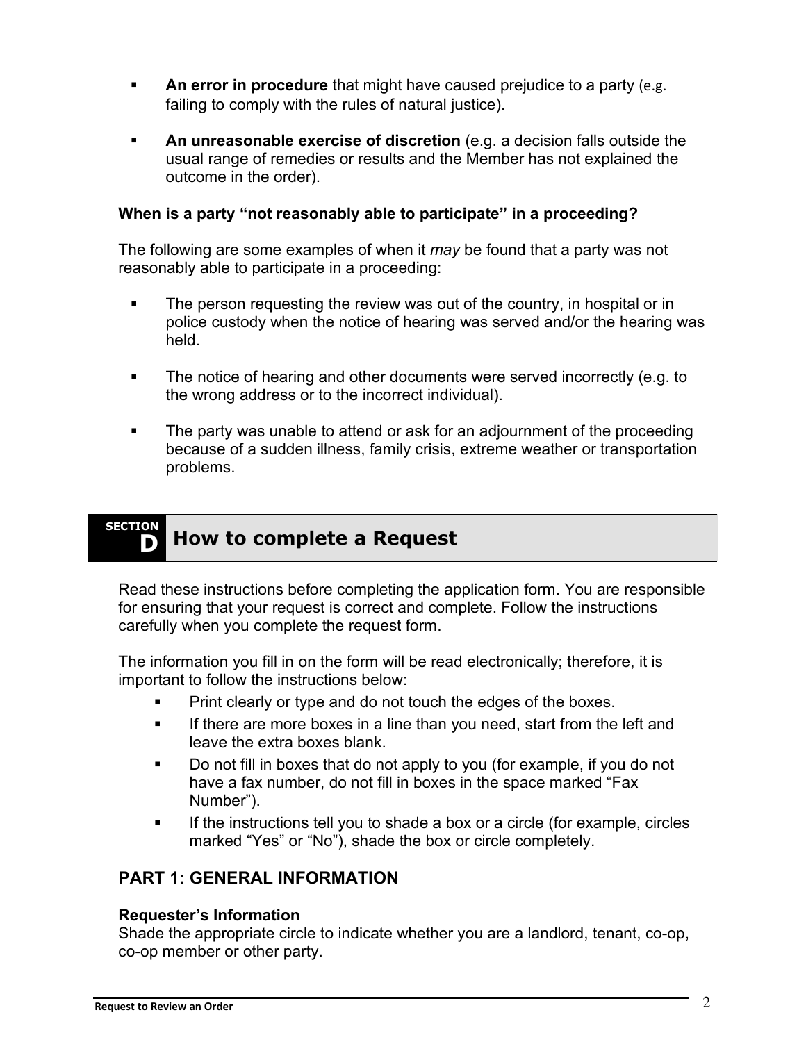- **An error in procedure** that might have caused prejudice to a party (e.g. failing to comply with the rules of natural justice).
- **An unreasonable exercise of discretion** (e.g. a decision falls outside the usual range of remedies or results and the Member has not explained the outcome in the order).

**When is a party "not reasonably able to participate" in a proceeding?**

The following are some examples of when it *may* be found that a party was not reasonably able to participate in a proceeding:

- The person requesting the review was out of the country, in hospital or in police custody when the notice of hearing was served and/or the hearing was held.
- The notice of hearing and other documents were served incorrectly (e.g. to the wrong address or to the incorrect individual).
- The party was unable to attend or ask for an adjournment of the proceeding because of a sudden illness, family crisis, extreme weather or transportation problems.

## SECTION D How to complete a Request

Read these instructions before completing the application form. You are responsible for ensuring that your request is correct and complete. Follow the instructions carefully when you complete the request form.

The information you fill in on the form will be read electronically; therefore, it is important to follow the instructions below:

- Print clearly or type and do not touch the edges of the boxes.
- If there are more boxes in a line than you need, start from the left and leave the extra boxes blank.
- Do not fill in boxes that do not apply to you (for example, if you do not have a fax number, do not fill in boxes in the space marked "Fax Number").
- If the instructions tell you to shade a box or a circle (for example, circles marked "Yes" or "No"), shade the box or circle completely.

### PART 1: GENERAL INFORMATION

**Requester's Information**
Shade the appropriate circle to indicate whether you are a landlord, tenant, co-op, co-op member or other party.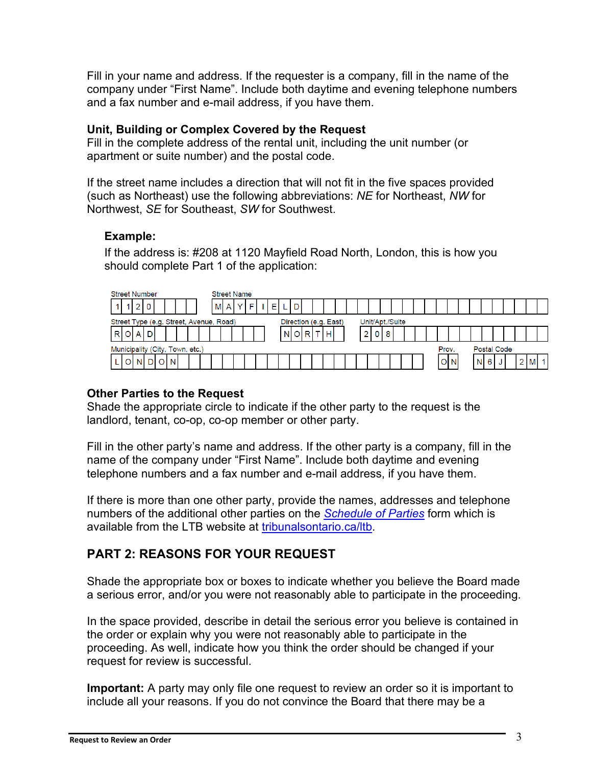Fill in your name and address. If the requester is a company, fill in the name of the company under "First Name". Include both daytime and evening telephone numbers and a fax number and e-mail address, if you have them.

### Unit, Building or Complex Covered by the Request

Fill in the complete address of the rental unit, including the unit number (or apartment or suite number) and the postal code.

If the street name includes a direction that will not fit in the five spaces provided (such as Northeast) use the following abbreviations: *NE* for Northeast, *NW* for Northwest, *SE* for Southeast, *SW* for Southwest.

**Example:**

If the address is: #208 at 1120 Mayfield Road North, London, this is how you should complete Part 1 of the application:

| Street Number | Street Name | | |
|---|---|---|---|
| 1120 | MAYFIELD | | |
| **Street Type (e.g. Street, Avenue, Road)** | **Direction (e.g. East)** | **Unit/Apt./Suite** | |
| ROAD | NORTH | 208 | |
| **Municipality (City, Town, etc.)** | | **Prov.** | **Postal Code** |
| LONDON | | ON | N6J 2M1 |

### Other Parties to the Request

Shade the appropriate circle to indicate if the other party to the request is the landlord, tenant, co-op, co-op member or other party.

Fill in the other party's name and address. If the other party is a company, fill in the name of the company under "First Name". Include both daytime and evening telephone numbers and a fax number and e-mail address, if you have them.

If there is more than one other party, provide the names, addresses and telephone numbers of the additional other parties on the *Schedule of Parties* form which is available from the LTB website at tribunalsontario.ca/ltb.

## PART 2: REASONS FOR YOUR REQUEST

Shade the appropriate box or boxes to indicate whether you believe the Board made a serious error, and/or you were not reasonably able to participate in the proceeding.

In the space provided, describe in detail the serious error you believe is contained in the order or explain why you were not reasonably able to participate in the proceeding. As well, indicate how you think the order should be changed if your request for review is successful.

**Important:** A party may only file one request to review an order so it is important to include all your reasons. If you do not convince the Board that there may be a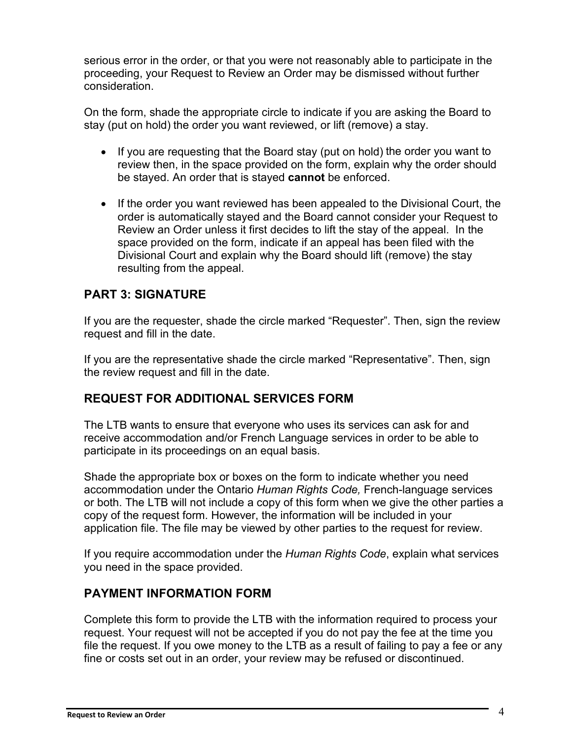serious error in the order, or that you were not reasonably able to participate in the proceeding, your Request to Review an Order may be dismissed without further consideration.

On the form, shade the appropriate circle to indicate if you are asking the Board to stay (put on hold) the order you want reviewed, or lift (remove) a stay.

- If you are requesting that the Board stay (put on hold) the order you want to review then, in the space provided on the form, explain why the order should be stayed. An order that is stayed **cannot** be enforced.
- If the order you want reviewed has been appealed to the Divisional Court, the order is automatically stayed and the Board cannot consider your Request to Review an Order unless it first decides to lift the stay of the appeal. In the space provided on the form, indicate if an appeal has been filed with the Divisional Court and explain why the Board should lift (remove) the stay resulting from the appeal.

## PART 3: SIGNATURE

If you are the requester, shade the circle marked “Requester”. Then, sign the review request and fill in the date.

If you are the representative shade the circle marked “Representative”. Then, sign the review request and fill in the date.

## REQUEST FOR ADDITIONAL SERVICES FORM

The LTB wants to ensure that everyone who uses its services can ask for and receive accommodation and/or French Language services in order to be able to participate in its proceedings on an equal basis.

Shade the appropriate box or boxes on the form to indicate whether you need accommodation under the Ontario *Human Rights Code,* French-language services or both. The LTB will not include a copy of this form when we give the other parties a copy of the request form. However, the information will be included in your application file. The file may be viewed by other parties to the request for review.

If you require accommodation under the *Human Rights Code*, explain what services you need in the space provided.

## PAYMENT INFORMATION FORM

Complete this form to provide the LTB with the information required to process your request. Your request will not be accepted if you do not pay the fee at the time you file the request. If you owe money to the LTB as a result of failing to pay a fee or any fine or costs set out in an order, your review may be refused or discontinued.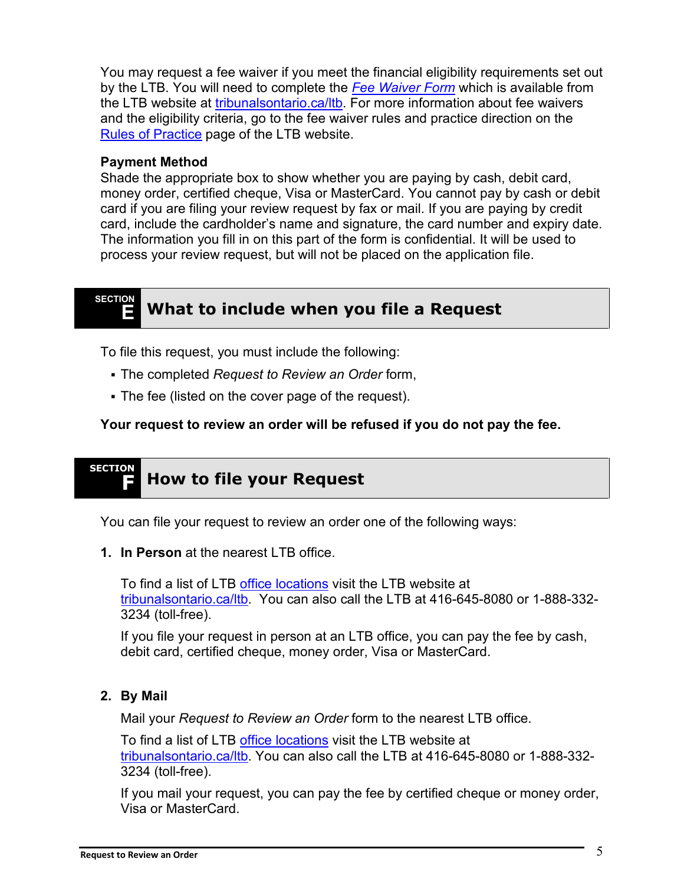You may request a fee waiver if you meet the financial eligibility requirements set out by the LTB. You will need to complete the *Fee Waiver Form* which is available from the LTB website at tribunalsontario.ca/ltb. For more information about fee waivers and the eligibility criteria, go to the fee waiver rules and practice direction on the Rules of Practice page of the LTB website.

**Payment Method**

Shade the appropriate box to show whether you are paying by cash, debit card, money order, certified cheque, Visa or MasterCard. You cannot pay by cash or debit card if you are filing your review request by fax or mail. If you are paying by credit card, include the cardholder's name and signature, the card number and expiry date. The information you fill in on this part of the form is confidential. It will be used to process your review request, but will not be placed on the application file.

## SECTION E What to include when you file a Request

To file this request, you must include the following:

- The completed *Request to Review an Order* form,
- The fee (listed on the cover page of the request).

**Your request to review an order will be refused if you do not pay the fee.**

## SECTION F How to file your Request

You can file your request to review an order one of the following ways:

1. **In Person** at the nearest LTB office.

   To find a list of LTB office locations visit the LTB website at tribunalsontario.ca/ltb. You can also call the LTB at 416-645-8080 or 1-888-332-3234 (toll-free).

   If you file your request in person at an LTB office, you can pay the fee by cash, debit card, certified cheque, money order, Visa or MasterCard.

2. **By Mail**

   Mail your *Request to Review an Order* form to the nearest LTB office.

   To find a list of LTB office locations visit the LTB website at tribunalsontario.ca/ltb. You can also call the LTB at 416-645-8080 or 1-888-332-3234 (toll-free).

   If you mail your request, you can pay the fee by certified cheque or money order, Visa or MasterCard.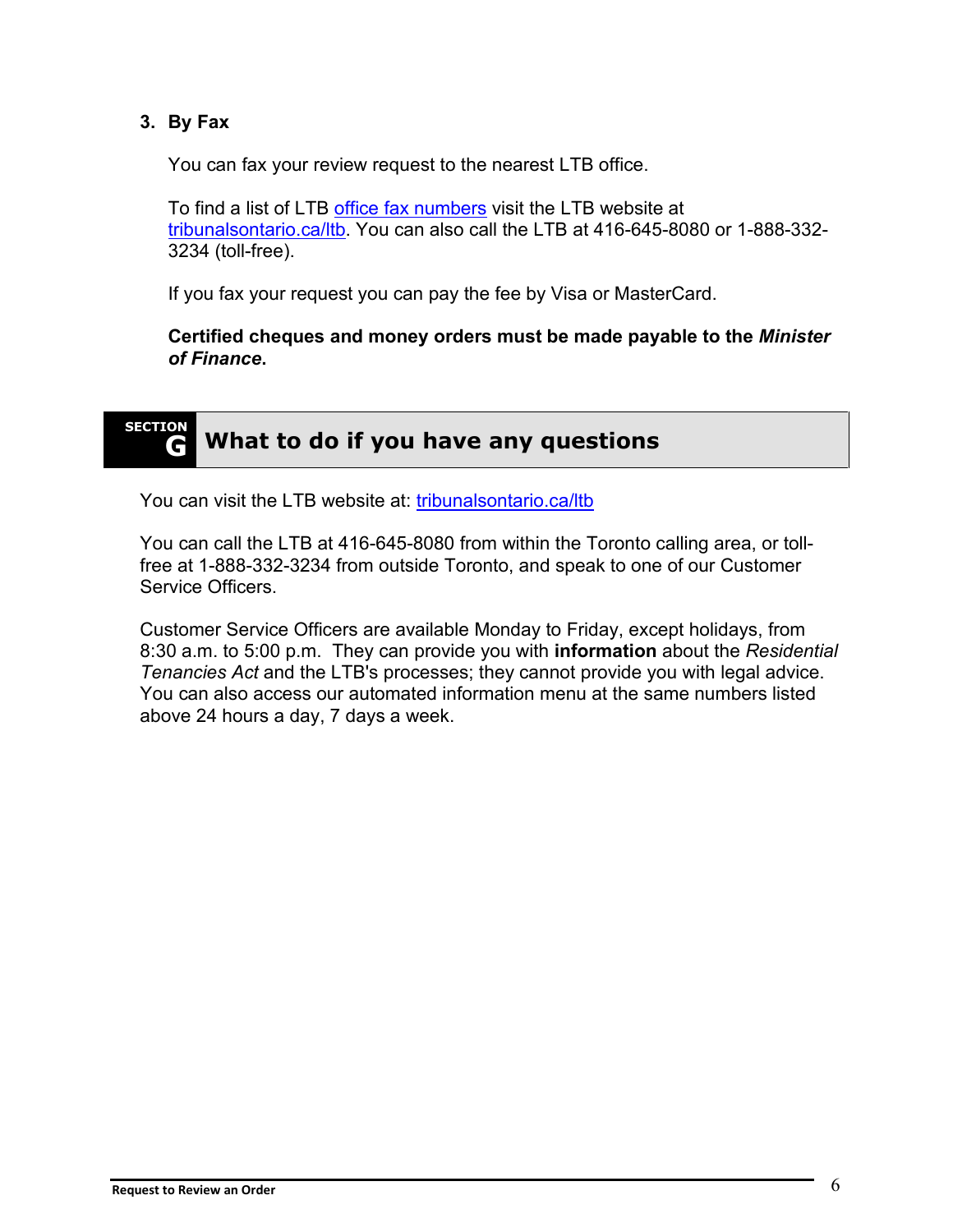### 3. By Fax

You can fax your review request to the nearest LTB office.

To find a list of LTB office fax numbers visit the LTB website at tribunalsontario.ca/ltb. You can also call the LTB at 416-645-8080 or 1-888-332-3234 (toll-free).

If you fax your request you can pay the fee by Visa or MasterCard.

**Certified cheques and money orders must be made payable to the *Minister of Finance*.**

## SECTION G What to do if you have any questions

You can visit the LTB website at: tribunalsontario.ca/ltb

You can call the LTB at 416-645-8080 from within the Toronto calling area, or toll-free at 1-888-332-3234 from outside Toronto, and speak to one of our Customer Service Officers.

Customer Service Officers are available Monday to Friday, except holidays, from 8:30 a.m. to 5:00 p.m. They can provide you with **information** about the *Residential Tenancies Act* and the LTB's processes; they cannot provide you with legal advice. You can also access our automated information menu at the same numbers listed above 24 hours a day, 7 days a week.